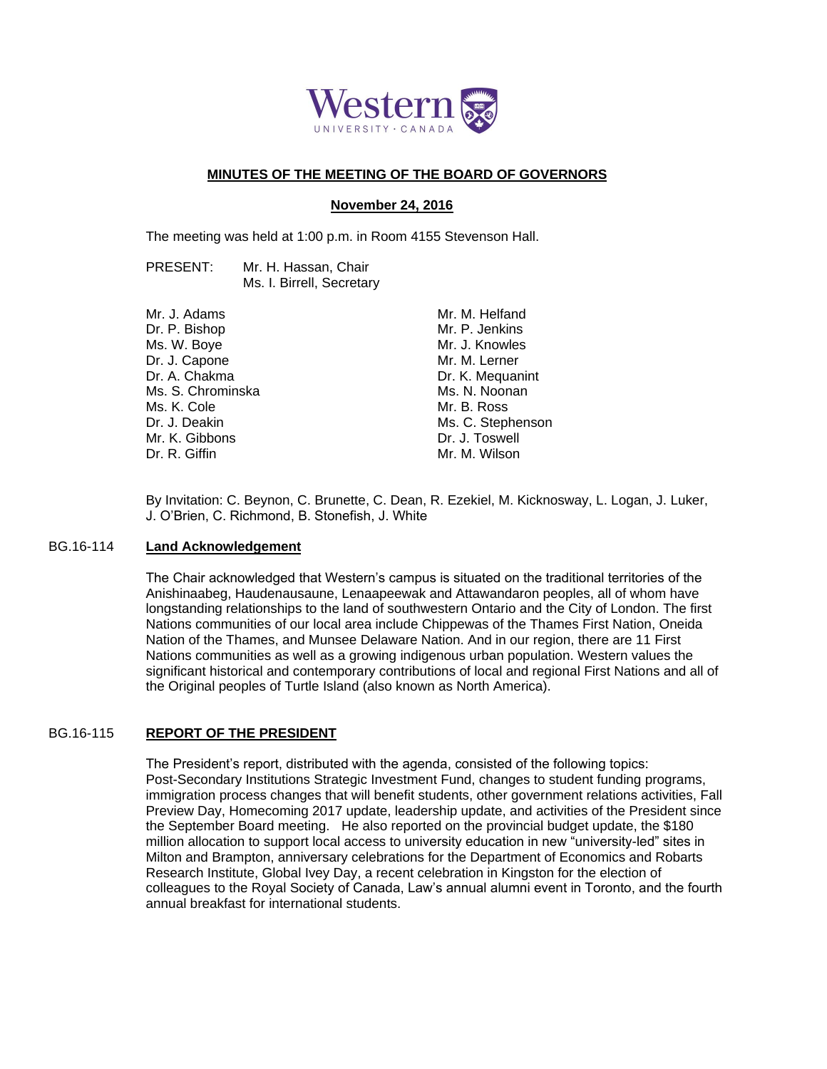Western UNIVERSITY · CANADA

**MINUTES OF THE MEETING OF THE BOARD OF GOVERNORS**

**November 24, 2016**

The meeting was held at 1:00 p.m. in Room 4155 Stevenson Hall.

PRESENT: Mr. H. Hassan, Chair
Ms. I. Birrell, Secretary

Mr. J. Adams
Dr. P. Bishop
Ms. W. Boye
Dr. J. Capone
Dr. A. Chakma
Ms. S. Chrominska
Ms. K. Cole
Dr. J. Deakin
Mr. K. Gibbons
Dr. R. Giffin
Mr. M. Helfand
Mr. P. Jenkins
Mr. J. Knowles
Mr. M. Lerner
Dr. K. Mequanint
Ms. N. Noonan
Mr. B. Ross
Ms. C. Stephenson
Dr. J. Toswell
Mr. M. Wilson

By Invitation: C. Beynon, C. Brunette, C. Dean, R. Ezekiel, M. Kicknosway, L. Logan, J. Luker, J. O'Brien, C. Richmond, B. Stonefish, J. White

BG.16-114 **Land Acknowledgement**

The Chair acknowledged that Western's campus is situated on the traditional territories of the Anishinaabeg, Haudenausaune, Lenaapeewak and Attawandaron peoples, all of whom have longstanding relationships to the land of southwestern Ontario and the City of London. The first Nations communities of our local area include Chippewas of the Thames First Nation, Oneida Nation of the Thames, and Munsee Delaware Nation. And in our region, there are 11 First Nations communities as well as a growing indigenous urban population. Western values the significant historical and contemporary contributions of local and regional First Nations and all of the Original peoples of Turtle Island (also known as North America).

BG.16-115 **REPORT OF THE PRESIDENT**

The President's report, distributed with the agenda, consisted of the following topics: Post-Secondary Institutions Strategic Investment Fund, changes to student funding programs, immigration process changes that will benefit students, other government relations activities, Fall Preview Day, Homecoming 2017 update, leadership update, and activities of the President since the September Board meeting. He also reported on the provincial budget update, the $180 million allocation to support local access to university education in new "university-led" sites in Milton and Brampton, anniversary celebrations for the Department of Economics and Robarts Research Institute, Global Ivey Day, a recent celebration in Kingston for the election of colleagues to the Royal Society of Canada, Law's annual alumni event in Toronto, and the fourth annual breakfast for international students.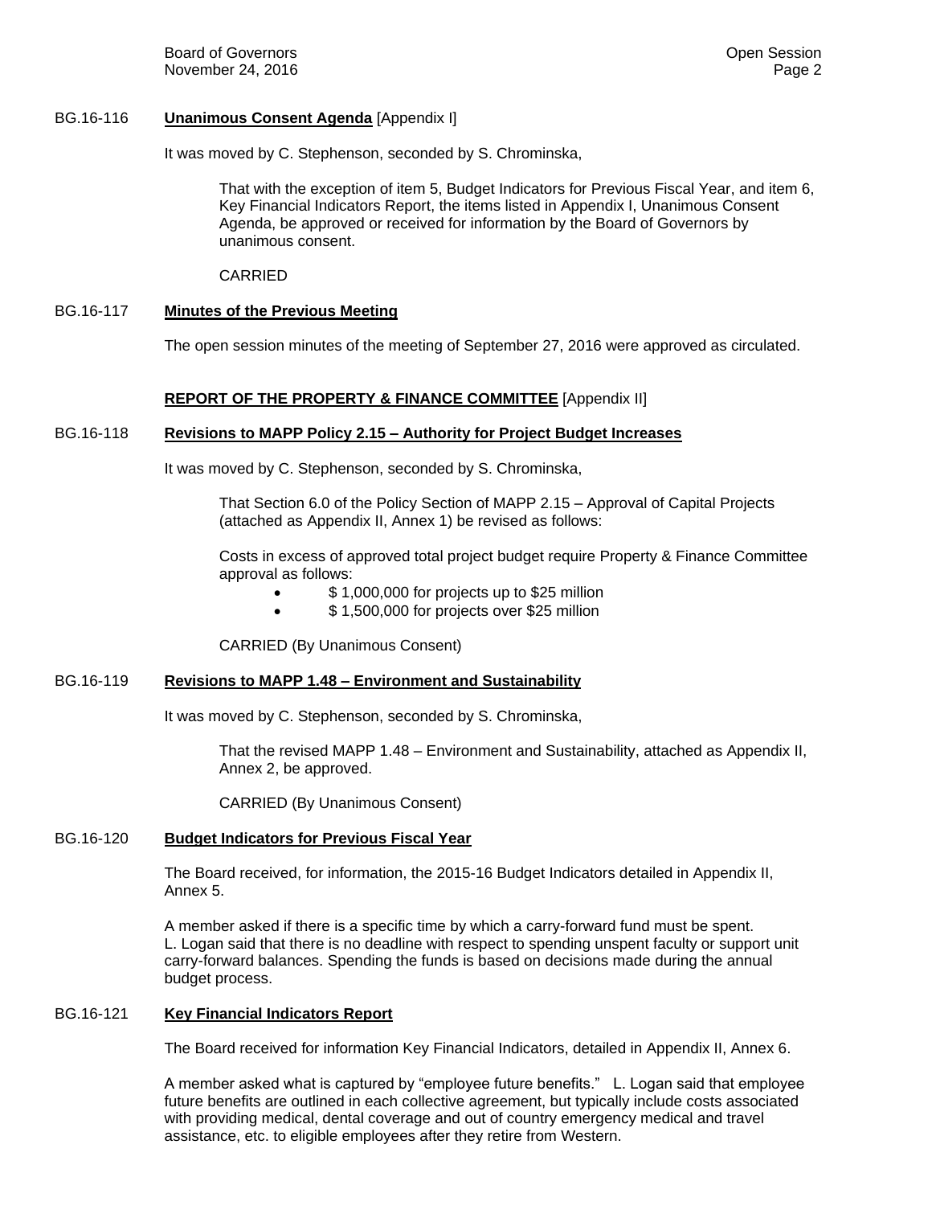BG.16-116 **Unanimous Consent Agenda** [Appendix I]

It was moved by C. Stephenson, seconded by S. Chrominska,

> That with the exception of item 5, Budget Indicators for Previous Fiscal Year, and item 6, Key Financial Indicators Report, the items listed in Appendix I, Unanimous Consent Agenda, be approved or received for information by the Board of Governors by unanimous consent.
>
> CARRIED

BG.16-117 **Minutes of the Previous Meeting**

The open session minutes of the meeting of September 27, 2016 were approved as circulated.

**REPORT OF THE PROPERTY & FINANCE COMMITTEE** [Appendix II]

BG.16-118 **Revisions to MAPP Policy 2.15 – Authority for Project Budget Increases**

It was moved by C. Stephenson, seconded by S. Chrominska,

> That Section 6.0 of the Policy Section of MAPP 2.15 – Approval of Capital Projects (attached as Appendix II, Annex 1) be revised as follows:
>
> Costs in excess of approved total project budget require Property & Finance Committee approval as follows:
>
> - $ 1,000,000 for projects up to $25 million
> - $ 1,500,000 for projects over $25 million
>
> CARRIED (By Unanimous Consent)

BG.16-119 **Revisions to MAPP 1.48 – Environment and Sustainability**

It was moved by C. Stephenson, seconded by S. Chrominska,

> That the revised MAPP 1.48 – Environment and Sustainability, attached as Appendix II, Annex 2, be approved.
>
> CARRIED (By Unanimous Consent)

BG.16-120 **Budget Indicators for Previous Fiscal Year**

The Board received, for information, the 2015-16 Budget Indicators detailed in Appendix II, Annex 5.

A member asked if there is a specific time by which a carry-forward fund must be spent. L. Logan said that there is no deadline with respect to spending unspent faculty or support unit carry-forward balances. Spending the funds is based on decisions made during the annual budget process.

BG.16-121 **Key Financial Indicators Report**

The Board received for information Key Financial Indicators, detailed in Appendix II, Annex 6.

A member asked what is captured by "employee future benefits." L. Logan said that employee future benefits are outlined in each collective agreement, but typically include costs associated with providing medical, dental coverage and out of country emergency medical and travel assistance, etc. to eligible employees after they retire from Western.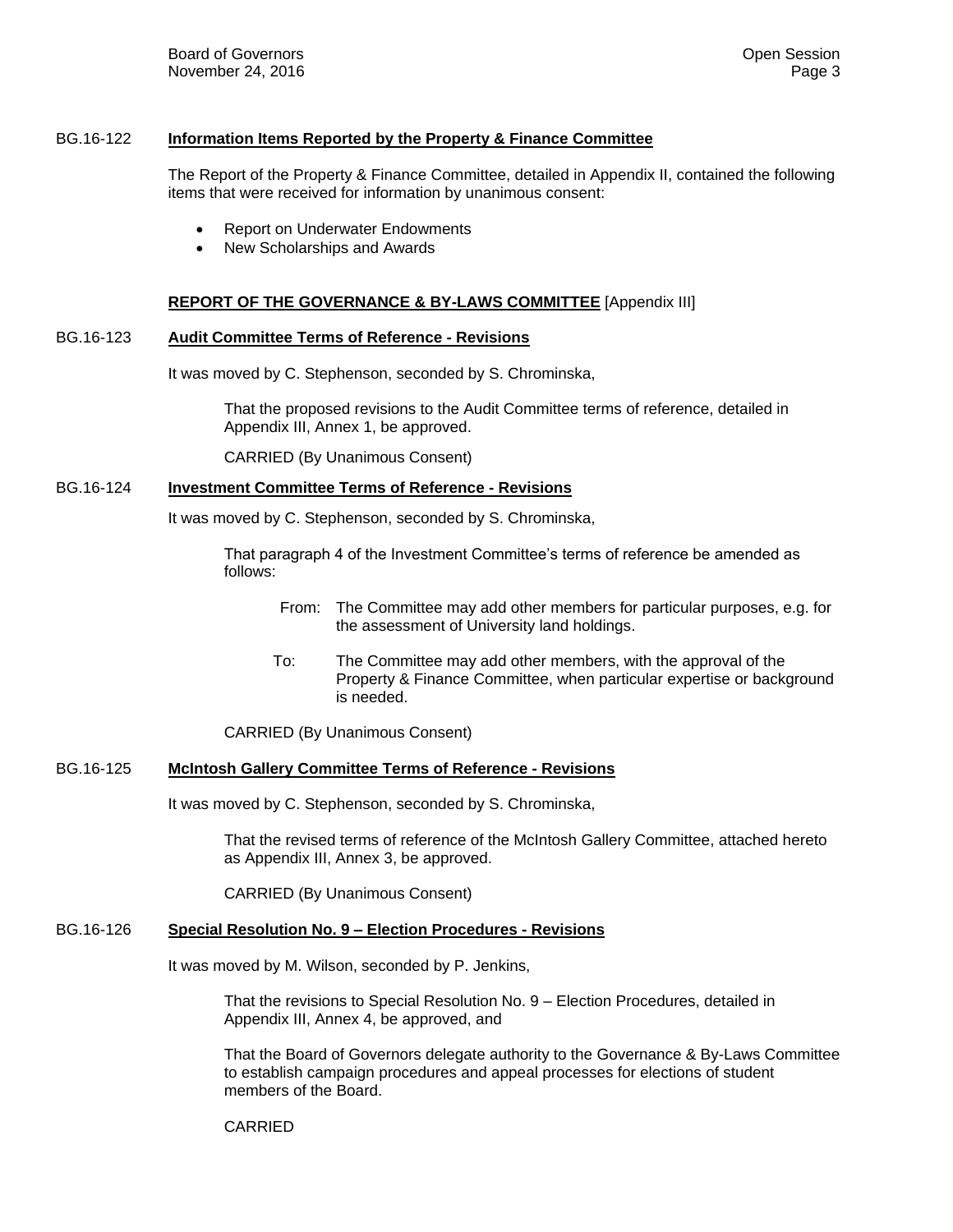BG.16-122 **Information Items Reported by the Property & Finance Committee**

The Report of the Property & Finance Committee, detailed in Appendix II, contained the following items that were received for information by unanimous consent:

- Report on Underwater Endowments
- New Scholarships and Awards

**REPORT OF THE GOVERNANCE & BY-LAWS COMMITTEE** [Appendix III]

BG.16-123 **Audit Committee Terms of Reference - Revisions**

It was moved by C. Stephenson, seconded by S. Chrominska,

> That the proposed revisions to the Audit Committee terms of reference, detailed in Appendix III, Annex 1, be approved.
>
> CARRIED (By Unanimous Consent)

BG.16-124 **Investment Committee Terms of Reference - Revisions**

It was moved by C. Stephenson, seconded by S. Chrominska,

> That paragraph 4 of the Investment Committee's terms of reference be amended as follows:
>
> From: The Committee may add other members for particular purposes, e.g. for the assessment of University land holdings.
>
> To: The Committee may add other members, with the approval of the Property & Finance Committee, when particular expertise or background is needed.
>
> CARRIED (By Unanimous Consent)

BG.16-125 **McIntosh Gallery Committee Terms of Reference - Revisions**

It was moved by C. Stephenson, seconded by S. Chrominska,

> That the revised terms of reference of the McIntosh Gallery Committee, attached hereto as Appendix III, Annex 3, be approved.
>
> CARRIED (By Unanimous Consent)

BG.16-126 **Special Resolution No. 9 – Election Procedures - Revisions**

It was moved by M. Wilson, seconded by P. Jenkins,

> That the revisions to Special Resolution No. 9 – Election Procedures, detailed in Appendix III, Annex 4, be approved, and
>
> That the Board of Governors delegate authority to the Governance & By-Laws Committee to establish campaign procedures and appeal processes for elections of student members of the Board.
>
> CARRIED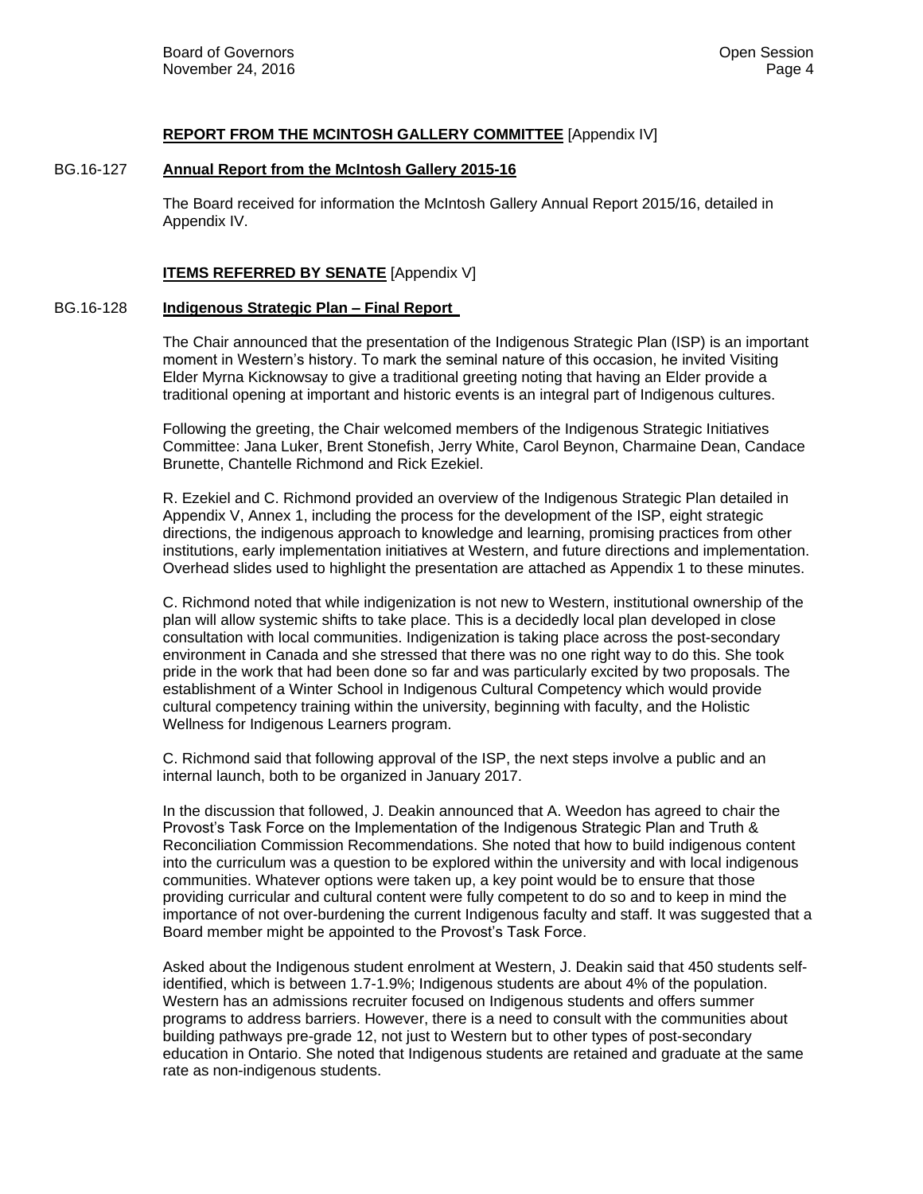**REPORT FROM THE MCINTOSH GALLERY COMMITTEE** [Appendix IV]

BG.16-127 **Annual Report from the McIntosh Gallery 2015-16**

The Board received for information the McIntosh Gallery Annual Report 2015/16, detailed in Appendix IV.

**ITEMS REFERRED BY SENATE** [Appendix V]

BG.16-128 **Indigenous Strategic Plan – Final Report**

The Chair announced that the presentation of the Indigenous Strategic Plan (ISP) is an important moment in Western's history. To mark the seminal nature of this occasion, he invited Visiting Elder Myrna Kicknowsay to give a traditional greeting noting that having an Elder provide a traditional opening at important and historic events is an integral part of Indigenous cultures.

Following the greeting, the Chair welcomed members of the Indigenous Strategic Initiatives Committee: Jana Luker, Brent Stonefish, Jerry White, Carol Beynon, Charmaine Dean, Candace Brunette, Chantelle Richmond and Rick Ezekiel.

R. Ezekiel and C. Richmond provided an overview of the Indigenous Strategic Plan detailed in Appendix V, Annex 1, including the process for the development of the ISP, eight strategic directions, the indigenous approach to knowledge and learning, promising practices from other institutions, early implementation initiatives at Western, and future directions and implementation. Overhead slides used to highlight the presentation are attached as Appendix 1 to these minutes.

C. Richmond noted that while indigenization is not new to Western, institutional ownership of the plan will allow systemic shifts to take place. This is a decidedly local plan developed in close consultation with local communities. Indigenization is taking place across the post-secondary environment in Canada and she stressed that there was no one right way to do this. She took pride in the work that had been done so far and was particularly excited by two proposals. The establishment of a Winter School in Indigenous Cultural Competency which would provide cultural competency training within the university, beginning with faculty, and the Holistic Wellness for Indigenous Learners program.

C. Richmond said that following approval of the ISP, the next steps involve a public and an internal launch, both to be organized in January 2017.

In the discussion that followed, J. Deakin announced that A. Weedon has agreed to chair the Provost's Task Force on the Implementation of the Indigenous Strategic Plan and Truth & Reconciliation Commission Recommendations. She noted that how to build indigenous content into the curriculum was a question to be explored within the university and with local indigenous communities. Whatever options were taken up, a key point would be to ensure that those providing curricular and cultural content were fully competent to do so and to keep in mind the importance of not over-burdening the current Indigenous faculty and staff. It was suggested that a Board member might be appointed to the Provost's Task Force.

Asked about the Indigenous student enrolment at Western, J. Deakin said that 450 students self-identified, which is between 1.7-1.9%; Indigenous students are about 4% of the population. Western has an admissions recruiter focused on Indigenous students and offers summer programs to address barriers. However, there is a need to consult with the communities about building pathways pre-grade 12, not just to Western but to other types of post-secondary education in Ontario. She noted that Indigenous students are retained and graduate at the same rate as non-indigenous students.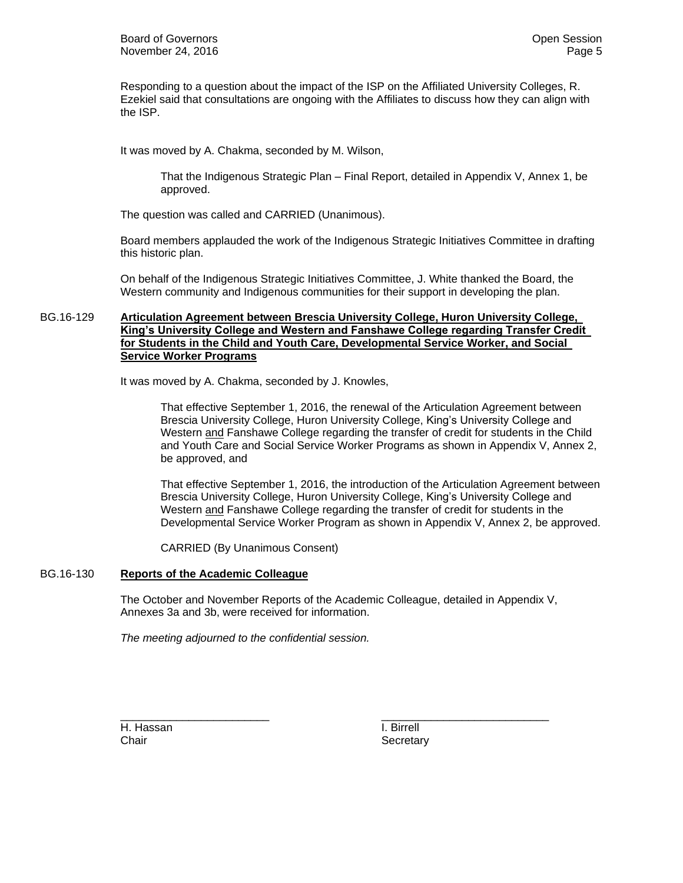Responding to a question about the impact of the ISP on the Affiliated University Colleges, R. Ezekiel said that consultations are ongoing with the Affiliates to discuss how they can align with the ISP.

It was moved by A. Chakma, seconded by M. Wilson,

> That the Indigenous Strategic Plan – Final Report, detailed in Appendix V, Annex 1, be approved.

The question was called and CARRIED (Unanimous).

Board members applauded the work of the Indigenous Strategic Initiatives Committee in drafting this historic plan.

On behalf of the Indigenous Strategic Initiatives Committee, J. White thanked the Board, the Western community and Indigenous communities for their support in developing the plan.

**BG.16-129 Articulation Agreement between Brescia University College, Huron University College, King's University College and Western and Fanshawe College regarding Transfer Credit for Students in the Child and Youth Care, Developmental Service Worker, and Social Service Worker Programs**

It was moved by A. Chakma, seconded by J. Knowles,

> That effective September 1, 2016, the renewal of the Articulation Agreement between Brescia University College, Huron University College, King's University College and Western and Fanshawe College regarding the transfer of credit for students in the Child and Youth Care and Social Service Worker Programs as shown in Appendix V, Annex 2, be approved, and
>
> That effective September 1, 2016, the introduction of the Articulation Agreement between Brescia University College, Huron University College, King's University College and Western and Fanshawe College regarding the transfer of credit for students in the Developmental Service Worker Program as shown in Appendix V, Annex 2, be approved.
>
> CARRIED (By Unanimous Consent)

**BG.16-130 Reports of the Academic Colleague**

The October and November Reports of the Academic Colleague, detailed in Appendix V, Annexes 3a and 3b, were received for information.

*The meeting adjourned to the confidential session.*

\_\_\_\_\_\_\_\_\_\_\_\_\_\_\_\_\_\_\_\_\_\_\_\_\_\_
H. Hassan
Chair

\_\_\_\_\_\_\_\_\_\_\_\_\_\_\_\_\_\_\_\_\_\_\_\_\_\_
I. Birrell
Secretary